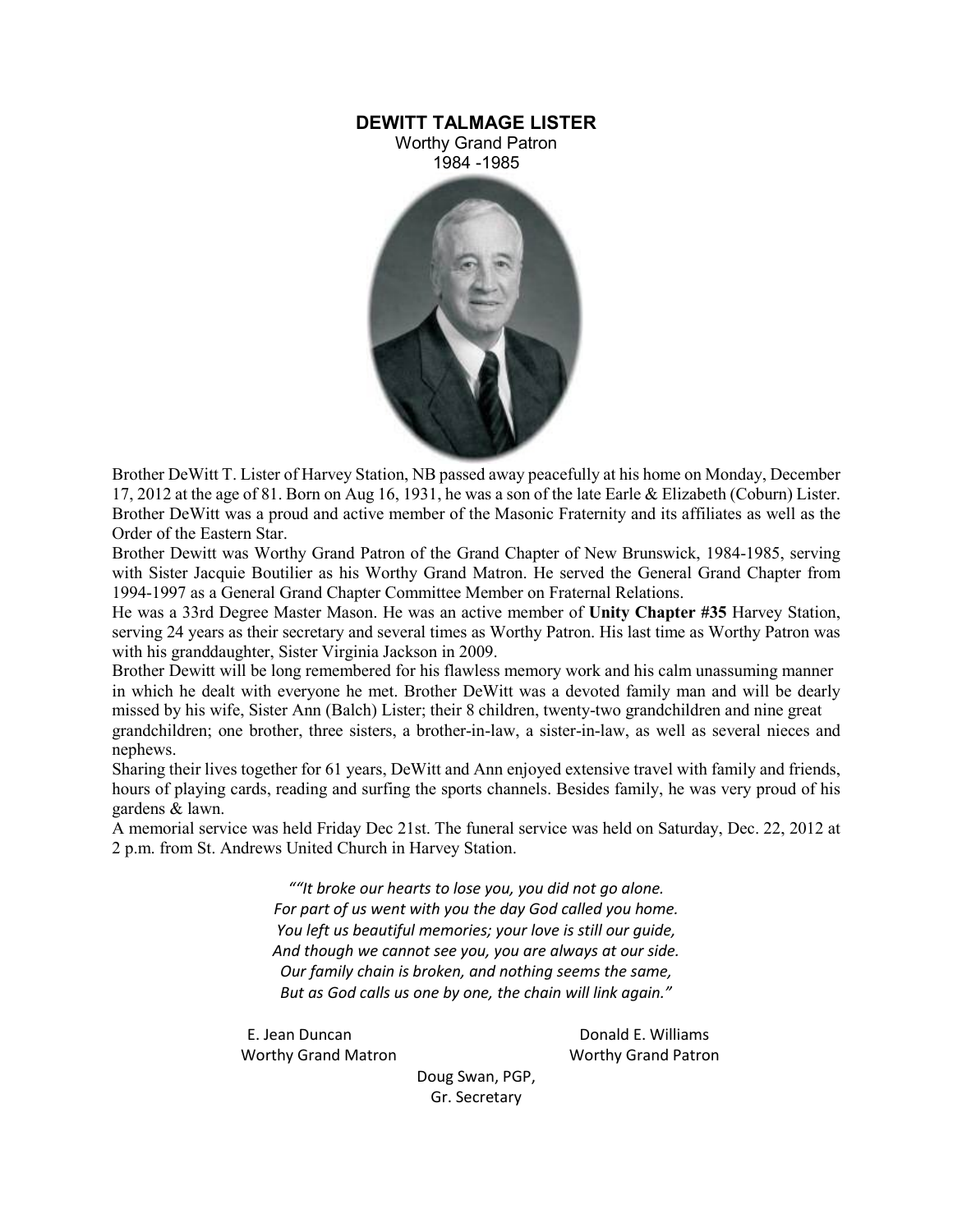# DEWITT TALMAGE LISTER

Worthy Grand Patron
1984 -1985

Brother DeWitt T. Lister of Harvey Station, NB passed away peacefully at his home on Monday, December 17, 2012 at the age of 81. Born on Aug 16, 1931, he was a son of the late Earle & Elizabeth (Coburn) Lister. Brother DeWitt was a proud and active member of the Masonic Fraternity and its affiliates as well as the Order of the Eastern Star.

Brother Dewitt was Worthy Grand Patron of the Grand Chapter of New Brunswick, 1984-1985, serving with Sister Jacquie Boutilier as his Worthy Grand Matron. He served the General Grand Chapter from 1994-1997 as a General Grand Chapter Committee Member on Fraternal Relations.

He was a 33rd Degree Master Mason. He was an active member of **Unity Chapter #35** Harvey Station, serving 24 years as their secretary and several times as Worthy Patron. His last time as Worthy Patron was with his granddaughter, Sister Virginia Jackson in 2009.

Brother Dewitt will be long remembered for his flawless memory work and his calm unassuming manner in which he dealt with everyone he met. Brother DeWitt was a devoted family man and will be dearly missed by his wife, Sister Ann (Balch) Lister; their 8 children, twenty-two grandchildren and nine great grandchildren; one brother, three sisters, a brother-in-law, a sister-in-law, as well as several nieces and nephews.

Sharing their lives together for 61 years, DeWitt and Ann enjoyed extensive travel with family and friends, hours of playing cards, reading and surfing the sports channels. Besides family, he was very proud of his gardens & lawn.

A memorial service was held Friday Dec 21st. The funeral service was held on Saturday, Dec. 22, 2012 at 2 p.m. from St. Andrews United Church in Harvey Station.

*""It broke our hearts to lose you, you did not go alone.*
*For part of us went with you the day God called you home.*
*You left us beautiful memories; your love is still our guide,*
*And though we cannot see you, you are always at our side.*
*Our family chain is broken, and nothing seems the same,*
*But as God calls us one by one, the chain will link again."*

E. Jean Duncan
Worthy Grand Matron

Donald E. Williams
Worthy Grand Patron

Doug Swan, PGP,
Gr. Secretary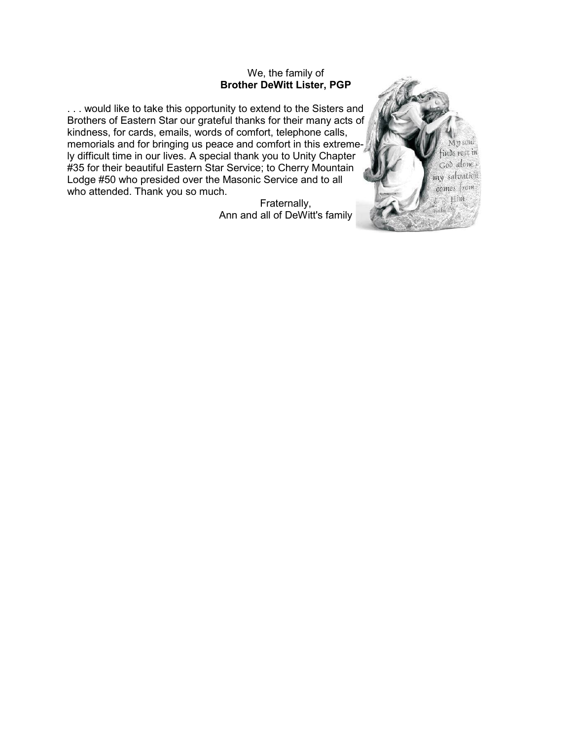We, the family of
**Brother DeWitt Lister, PGP**

. . . would like to take this opportunity to extend to the Sisters and Brothers of Eastern Star our grateful thanks for their many acts of kindness, for cards, emails, words of comfort, telephone calls, memorials and for bringing us peace and comfort in this extremely difficult time in our lives. A special thank you to Unity Chapter #35 for their beautiful Eastern Star Service; to Cherry Mountain Lodge #50 who presided over the Masonic Service and to all who attended. Thank you so much.

Fraternally,
Ann and all of DeWitt's family